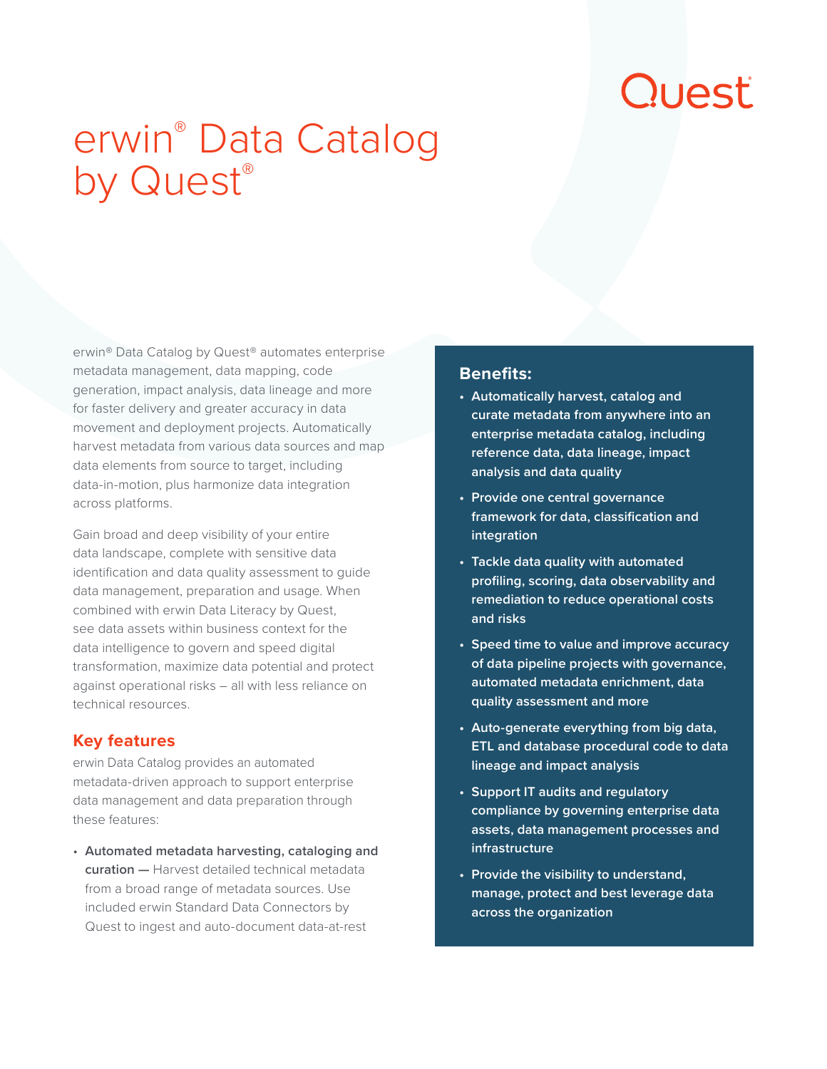# erwin® Data Catalog by Quest®

erwin® Data Catalog by Quest® automates enterprise metadata management, data mapping, code generation, impact analysis, data lineage and more for faster delivery and greater accuracy in data movement and deployment projects. Automatically harvest metadata from various data sources and map data elements from source to target, including data-in-motion, plus harmonize data integration across platforms.

Gain broad and deep visibility of your entire data landscape, complete with sensitive data identification and data quality assessment to guide data management, preparation and usage. When combined with erwin Data Literacy by Quest, see data assets within business context for the data intelligence to govern and speed digital transformation, maximize data potential and protect against operational risks – all with less reliance on technical resources.

## Key features

erwin Data Catalog provides an automated metadata-driven approach to support enterprise data management and data preparation through these features:

- **Automated metadata harvesting, cataloging and curation —** Harvest detailed technical metadata from a broad range of metadata sources. Use included erwin Standard Data Connectors by Quest to ingest and auto-document data-at-rest

### Benefits:

- **Automatically harvest, catalog and curate metadata from anywhere into an enterprise metadata catalog, including reference data, data lineage, impact analysis and data quality**
- **Provide one central governance framework for data, classification and integration**
- **Tackle data quality with automated profiling, scoring, data observability and remediation to reduce operational costs and risks**
- **Speed time to value and improve accuracy of data pipeline projects with governance, automated metadata enrichment, data quality assessment and more**
- **Auto-generate everything from big data, ETL and database procedural code to data lineage and impact analysis**
- **Support IT audits and regulatory compliance by governing enterprise data assets, data management processes and infrastructure**
- **Provide the visibility to understand, manage, protect and best leverage data across the organization**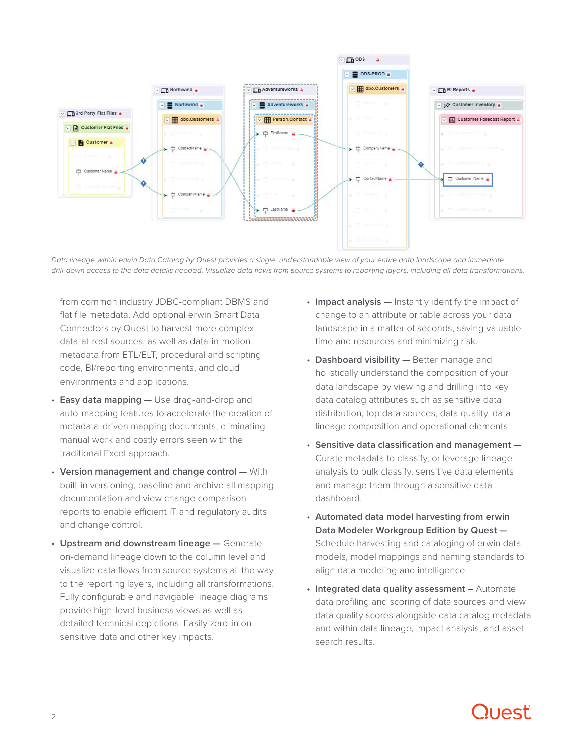*Data lineage within erwin Data Catalog by Quest provides a single, understandable view of your entire data landscape and immediate drill-down access to the data details needed. Visualize data flows from source systems to reporting layers, including all data transformations.*

from common industry JDBC-compliant DBMS and flat file metadata. Add optional erwin Smart Data Connectors by Quest to harvest more complex data-at-rest sources, as well as data-in-motion metadata from ETL/ELT, procedural and scripting code, BI/reporting environments, and cloud environments and applications.

- **Easy data mapping —** Use drag-and-drop and auto-mapping features to accelerate the creation of metadata-driven mapping documents, eliminating manual work and costly errors seen with the traditional Excel approach.
- **Version management and change control —** With built-in versioning, baseline and archive all mapping documentation and view change comparison reports to enable efficient IT and regulatory audits and change control.
- **Upstream and downstream lineage —** Generate on-demand lineage down to the column level and visualize data flows from source systems all the way to the reporting layers, including all transformations. Fully configurable and navigable lineage diagrams provide high-level business views as well as detailed technical depictions. Easily zero-in on sensitive data and other key impacts.
- **Impact analysis —** Instantly identify the impact of change to an attribute or table across your data landscape in a matter of seconds, saving valuable time and resources and minimizing risk.
- **Dashboard visibility —** Better manage and holistically understand the composition of your data landscape by viewing and drilling into key data catalog attributes such as sensitive data distribution, top data sources, data quality, data lineage composition and operational elements.
- **Sensitive data classification and management —** Curate metadata to classify, or leverage lineage analysis to bulk classify, sensitive data elements and manage them through a sensitive data dashboard.
- **Automated data model harvesting from erwin Data Modeler Workgroup Edition by Quest —** Schedule harvesting and cataloging of erwin data models, model mappings and naming standards to align data modeling and intelligence.
- **Integrated data quality assessment –** Automate data profiling and scoring of data sources and view data quality scores alongside data catalog metadata and within data lineage, impact analysis, and asset search results.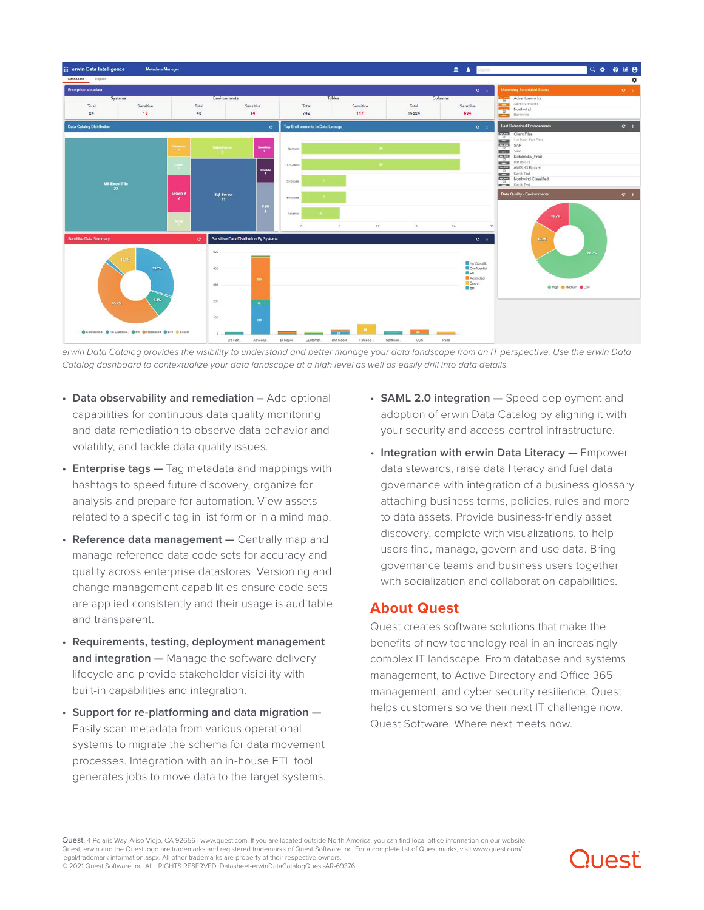*erwin Data Catalog provides the visibility to understand and better manage your data landscape from an IT perspective. Use the erwin Data Catalog dashboard to contextualize your data landscape at a high level as well as easily drill into data details.*

- **Data observability and remediation –** Add optional capabilities for continuous data quality monitoring and data remediation to observe data behavior and volatility, and tackle data quality issues.
- **Enterprise tags —** Tag metadata and mappings with hashtags to speed future discovery, organize for analysis and prepare for automation. View assets related to a specific tag in list form or in a mind map.
- **Reference data management —** Centrally map and manage reference data code sets for accuracy and quality across enterprise datastores. Versioning and change management capabilities ensure code sets are applied consistently and their usage is auditable and transparent.
- **Requirements, testing, deployment management and integration —** Manage the software delivery lifecycle and provide stakeholder visibility with built-in capabilities and integration.
- **Support for re-platforming and data migration —** Easily scan metadata from various operational systems to migrate the schema for data movement processes. Integration with an in-house ETL tool generates jobs to move data to the target systems.
- **SAML 2.0 integration —** Speed deployment and adoption of erwin Data Catalog by aligning it with your security and access-control infrastructure.
- **Integration with erwin Data Literacy —** Empower data stewards, raise data literacy and fuel data governance with integration of a business glossary attaching business terms, policies, rules and more to data assets. Provide business-friendly asset discovery, complete with visualizations, to help users find, manage, govern and use data. Bring governance teams and business users together with socialization and collaboration capabilities.

## About Quest

Quest creates software solutions that make the benefits of new technology real in an increasingly complex IT landscape. From database and systems management, to Active Directory and Office 365 management, and cyber security resilience, Quest helps customers solve their next IT challenge now. Quest Software. Where next meets now.

Quest, 4 Polaris Way, Aliso Viejo, CA 92656 | www.quest.com. If you are located outside North America, you can find local office information on our website. Quest, erwin and the Quest logo are trademarks and registered trademarks of Quest Software Inc. For a complete list of Quest marks, visit www.quest.com/legal/trademark-information.aspx. All other trademarks are property of their respective owners.
© 2021 Quest Software Inc. ALL RIGHTS RESERVED. Datasheet-erwinDataCatalogQuest-AR-69376